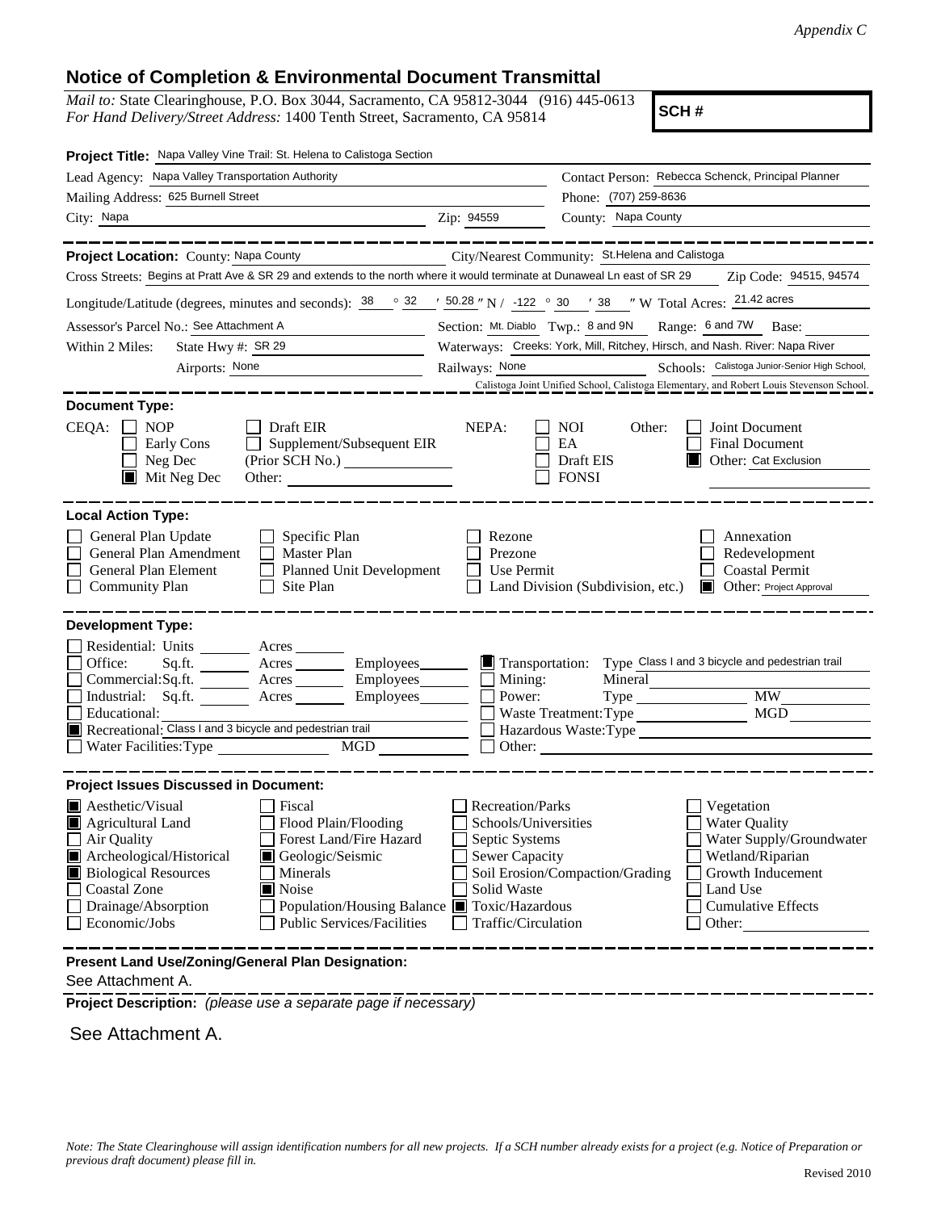*Appendix C*

## Notice of Completion & Environmental Document Transmittal

*Mail to:* State Clearinghouse, P.O. Box 3044, Sacramento, CA 95812-3044 (916) 445-0613
*For Hand Delivery/Street Address:* 1400 Tenth Street, Sacramento, CA 95814

**SCH #**

**Project Title:** Napa Valley Vine Trail: St. Helena to Calistoga Section

Lead Agency: Napa Valley Transportation Authority
Contact Person: Rebecca Schenck, Principal Planner
Mailing Address: 625 Burnell Street
Phone: (707) 259-8636
City: Napa
Zip: 94559
County: Napa County

**Project Location:** County: Napa County
City/Nearest Community: St.Helena and Calistoga
Cross Streets: Begins at Pratt Ave & SR 29 and extends to the north where it would terminate at Dunaweal Ln east of SR 29
Zip Code: 94515, 94574
Longitude/Latitude (degrees, minutes and seconds): 38 ° 32 ′ 50.28 ″ N / -122 ° 30 ′ 38 ″ W Total Acres: 21.42 acres
Assessor's Parcel No.: See Attachment A
Section: Mt. Diablo Twp.: 8 and 9N Range: 6 and 7W Base:
Within 2 Miles: State Hwy #: SR 29
Waterways: Creeks: York, Mill, Ritchey, Hirsch, and Nash. River: Napa River
Airports: None
Railways: None
Schools: Calistoga Junior-Senior High School, Calistoga Joint Unified School, Calistoga Elementary, and Robert Louis Stevenson School.

**Document Type:**

CEQA:
- [ ] NOP
- [ ] Early Cons
- [ ] Neg Dec
- [x] Mit Neg Dec
- [ ] Draft EIR
- [ ] Supplement/Subsequent EIR (Prior SCH No.)
- [ ] Other:

NEPA:
- [ ] NOI
- [ ] EA
- [ ] Draft EIS
- [ ] FONSI

Other:
- [ ] Joint Document
- [ ] Final Document
- [x] Other: Cat Exclusion

**Local Action Type:**

- [ ] General Plan Update
- [ ] General Plan Amendment
- [ ] General Plan Element
- [ ] Community Plan
- [ ] Specific Plan
- [ ] Master Plan
- [ ] Planned Unit Development
- [ ] Site Plan
- [ ] Rezone
- [ ] Prezone
- [ ] Use Permit
- [ ] Land Division (Subdivision, etc.)
- [ ] Annexation
- [ ] Redevelopment
- [ ] Coastal Permit
- [x] Other: Project Approval

**Development Type:**

- [ ] Residential: Units ___ Acres ___
- [ ] Office: Sq.ft. ___ Acres ___ Employees ___
- [ ] Commercial: Sq.ft. ___ Acres ___ Employees ___
- [ ] Industrial: Sq.ft. ___ Acres ___ Employees ___
- [ ] Educational:
- [x] Recreational: Class I and 3 bicycle and pedestrian trail
- [ ] Water Facilities: Type ___ MGD ___
- [x] Transportation: Type Class I and 3 bicycle and pedestrian trail
- [ ] Mining: Mineral
- [ ] Power: Type ___ MW ___
- [ ] Waste Treatment: Type ___ MGD ___
- [ ] Hazardous Waste: Type
- [ ] Other:

**Project Issues Discussed in Document:**

- [x] Aesthetic/Visual
- [x] Agricultural Land
- [ ] Air Quality
- [x] Archeological/Historical
- [x] Biological Resources
- [ ] Coastal Zone
- [ ] Drainage/Absorption
- [ ] Economic/Jobs
- [ ] Fiscal
- [ ] Flood Plain/Flooding
- [ ] Forest Land/Fire Hazard
- [x] Geologic/Seismic
- [ ] Minerals
- [x] Noise
- [ ] Population/Housing Balance
- [ ] Public Services/Facilities
- [ ] Recreation/Parks
- [ ] Schools/Universities
- [ ] Septic Systems
- [ ] Sewer Capacity
- [ ] Soil Erosion/Compaction/Grading
- [ ] Solid Waste
- [x] Toxic/Hazardous
- [ ] Traffic/Circulation
- [ ] Vegetation
- [ ] Water Quality
- [ ] Water Supply/Groundwater
- [ ] Wetland/Riparian
- [ ] Growth Inducement
- [ ] Land Use
- [ ] Cumulative Effects
- [ ] Other:

**Present Land Use/Zoning/General Plan Designation:**

See Attachment A.

**Project Description:** *(please use a separate page if necessary)*

See Attachment A.

*Note: The State Clearinghouse will assign identification numbers for all new projects. If a SCH number already exists for a project (e.g. Notice of Preparation or previous draft document) please fill in.*

Revised 2010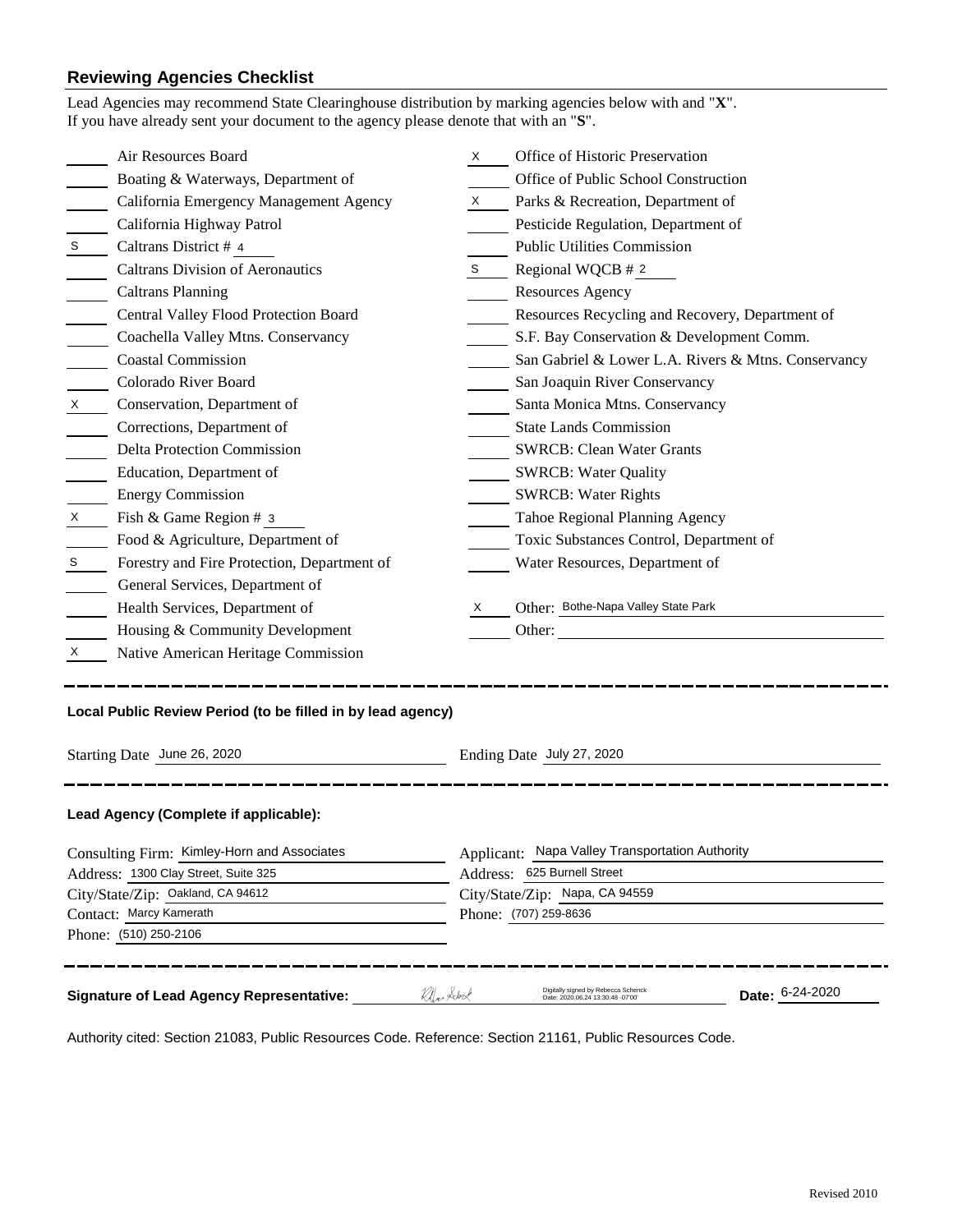## Reviewing Agencies Checklist

Lead Agencies may recommend State Clearinghouse distribution by marking agencies below with and "**X**".
If you have already sent your document to the agency please denote that with an "**S**".

| Mark | Agency | Mark | Agency |
|---|---|---|---|
| | Air Resources Board | X | Office of Historic Preservation |
| | Boating & Waterways, Department of | | Office of Public School Construction |
| | California Emergency Management Agency | X | Parks & Recreation, Department of |
| | California Highway Patrol | | Pesticide Regulation, Department of |
| S | Caltrans District # 4 | | Public Utilities Commission |
| | Caltrans Division of Aeronautics | S | Regional WQCB # 2 |
| | Caltrans Planning | | Resources Agency |
| | Central Valley Flood Protection Board | | Resources Recycling and Recovery, Department of |
| | Coachella Valley Mtns. Conservancy | | S.F. Bay Conservation & Development Comm. |
| | Coastal Commission | | San Gabriel & Lower L.A. Rivers & Mtns. Conservancy |
| | Colorado River Board | | San Joaquin River Conservancy |
| X | Conservation, Department of | | Santa Monica Mtns. Conservancy |
| | Corrections, Department of | | State Lands Commission |
| | Delta Protection Commission | | SWRCB: Clean Water Grants |
| | Education, Department of | | SWRCB: Water Quality |
| | Energy Commission | | SWRCB: Water Rights |
| X | Fish & Game Region # 3 | | Tahoe Regional Planning Agency |
| | Food & Agriculture, Department of | | Toxic Substances Control, Department of |
| S | Forestry and Fire Protection, Department of | | Water Resources, Department of |
| | General Services, Department of | | |
| | Health Services, Department of | X | Other: Bothe-Napa Valley State Park |
| | Housing & Community Development | | Other: |
| X | Native American Heritage Commission | | |

---

### Local Public Review Period (to be filled in by lead agency)

Starting Date June 26, 2020

Ending Date July 27, 2020

---

### Lead Agency (Complete if applicable):

Consulting Firm: Kimley-Horn and Associates
Address: 1300 Clay Street, Suite 325
City/State/Zip: Oakland, CA 94612
Contact: Marcy Kamerath
Phone: (510) 250-2106

Applicant: Napa Valley Transportation Authority
Address: 625 Burnell Street
City/State/Zip: Napa, CA 94559
Phone: (707) 259-8636

---

**Signature of Lead Agency Representative:** Digitally signed by Rebecca Schenck Date: 2020.06.24 13:30:48 -07'00'

**Date:** 6-24-2020

Authority cited: Section 21083, Public Resources Code. Reference: Section 21161, Public Resources Code.

Revised 2010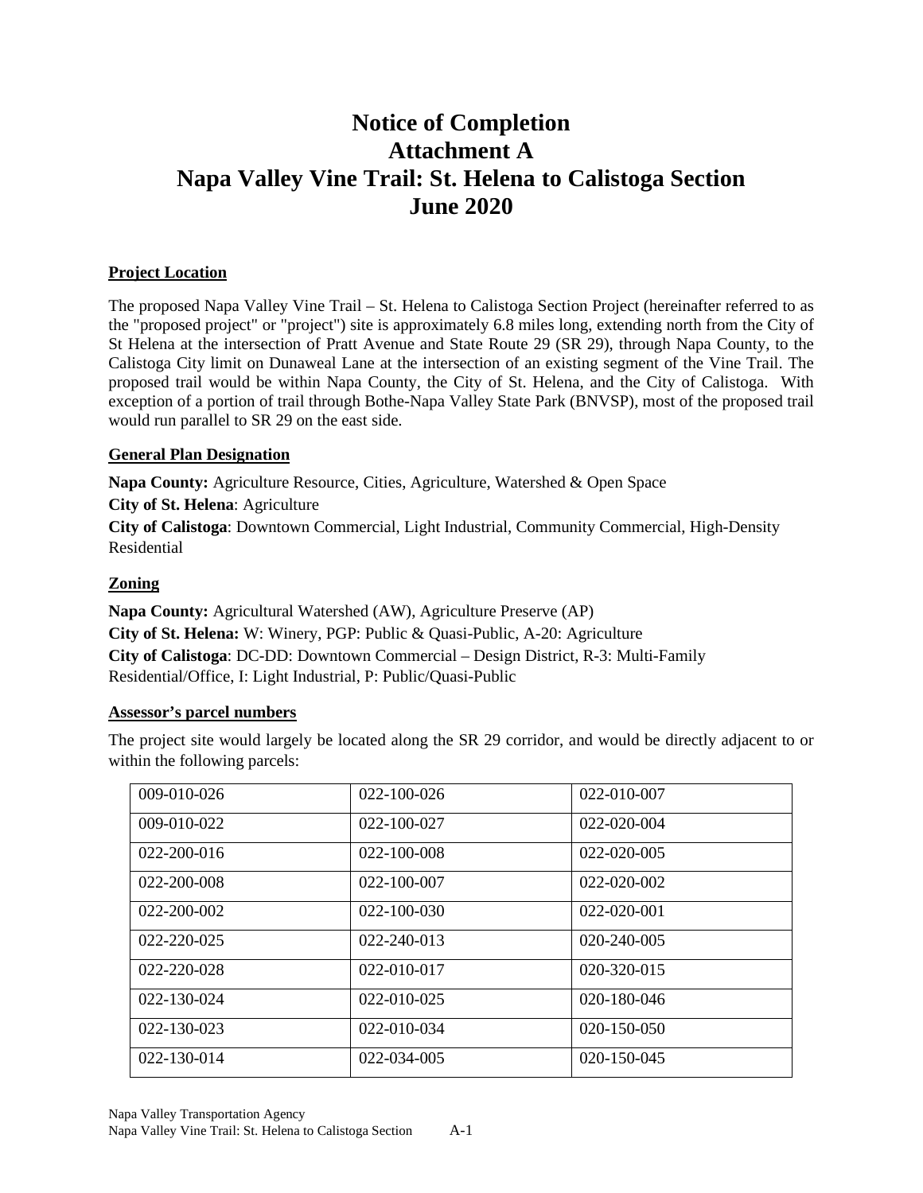# Notice of Completion
# Attachment A
# Napa Valley Vine Trail: St. Helena to Calistoga Section
# June 2020

## Project Location

The proposed Napa Valley Vine Trail – St. Helena to Calistoga Section Project (hereinafter referred to as the "proposed project" or "project") site is approximately 6.8 miles long, extending north from the City of St Helena at the intersection of Pratt Avenue and State Route 29 (SR 29), through Napa County, to the Calistoga City limit on Dunaweal Lane at the intersection of an existing segment of the Vine Trail. The proposed trail would be within Napa County, the City of St. Helena, and the City of Calistoga. With exception of a portion of trail through Bothe-Napa Valley State Park (BNVSP), most of the proposed trail would run parallel to SR 29 on the east side.

## General Plan Designation

**Napa County:** Agriculture Resource, Cities, Agriculture, Watershed & Open Space

**City of St. Helena**: Agriculture

**City of Calistoga**: Downtown Commercial, Light Industrial, Community Commercial, High-Density Residential

## Zoning

**Napa County:** Agricultural Watershed (AW), Agriculture Preserve (AP)

**City of St. Helena:** W: Winery, PGP: Public & Quasi-Public, A-20: Agriculture

**City of Calistoga**: DC-DD: Downtown Commercial – Design District, R-3: Multi-Family Residential/Office, I: Light Industrial, P: Public/Quasi-Public

## Assessor's parcel numbers

The project site would largely be located along the SR 29 corridor, and would be directly adjacent to or within the following parcels:

| | | |
|---|---|---|
| 009-010-026 | 022-100-026 | 022-010-007 |
| 009-010-022 | 022-100-027 | 022-020-004 |
| 022-200-016 | 022-100-008 | 022-020-005 |
| 022-200-008 | 022-100-007 | 022-020-002 |
| 022-200-002 | 022-100-030 | 022-020-001 |
| 022-220-025 | 022-240-013 | 020-240-005 |
| 022-220-028 | 022-010-017 | 020-320-015 |
| 022-130-024 | 022-010-025 | 020-180-046 |
| 022-130-023 | 022-010-034 | 020-150-050 |
| 022-130-014 | 022-034-005 | 020-150-045 |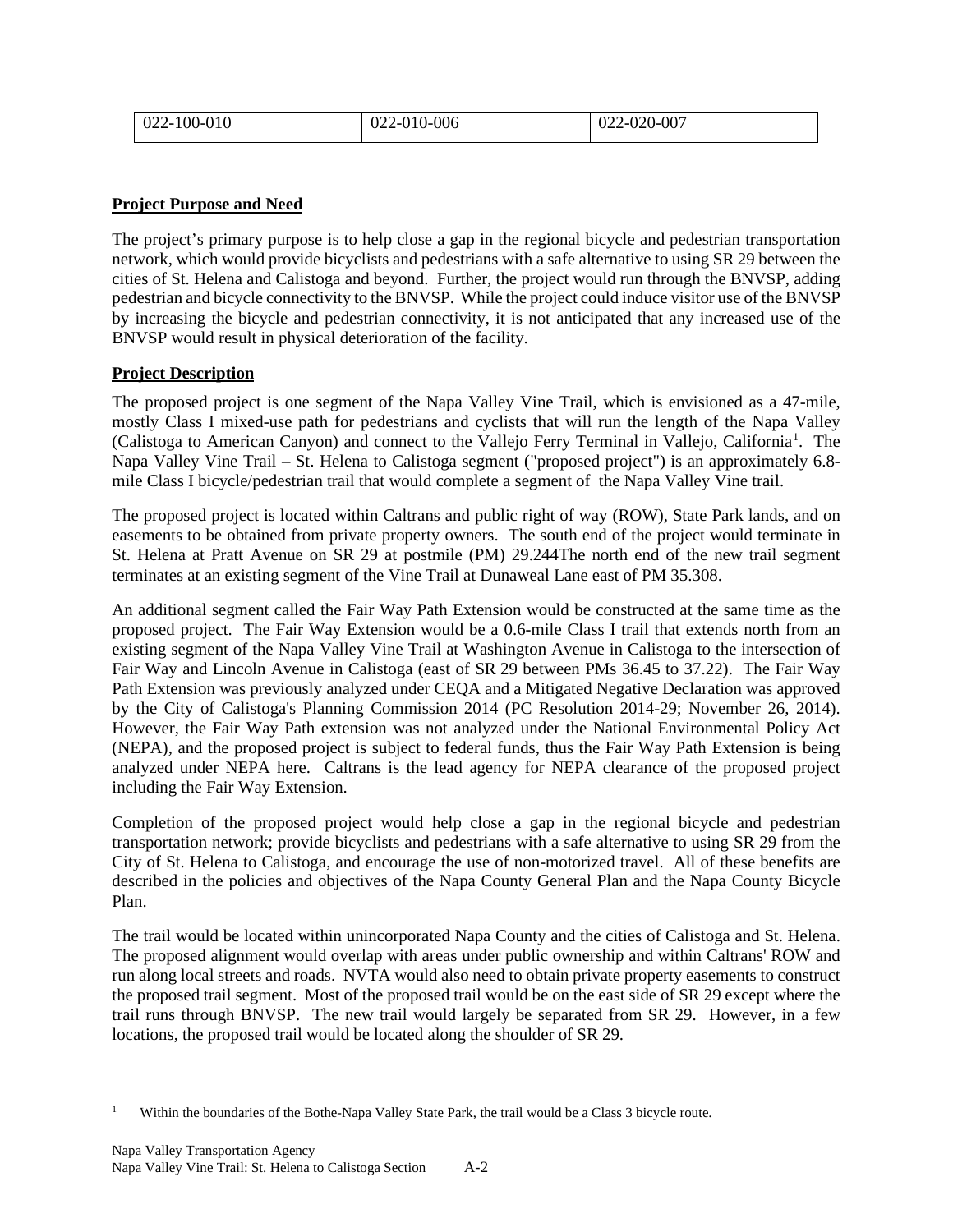| 022-100-010 | 022-010-006 | 022-020-007 |
|---|---|---|

**Project Purpose and Need**

The project's primary purpose is to help close a gap in the regional bicycle and pedestrian transportation network, which would provide bicyclists and pedestrians with a safe alternative to using SR 29 between the cities of St. Helena and Calistoga and beyond. Further, the project would run through the BNVSP, adding pedestrian and bicycle connectivity to the BNVSP. While the project could induce visitor use of the BNVSP by increasing the bicycle and pedestrian connectivity, it is not anticipated that any increased use of the BNVSP would result in physical deterioration of the facility.

**Project Description**

The proposed project is one segment of the Napa Valley Vine Trail, which is envisioned as a 47-mile, mostly Class I mixed-use path for pedestrians and cyclists that will run the length of the Napa Valley (Calistoga to American Canyon) and connect to the Vallejo Ferry Terminal in Vallejo, California[1]. The Napa Valley Vine Trail – St. Helena to Calistoga segment ("proposed project") is an approximately 6.8-mile Class I bicycle/pedestrian trail that would complete a segment of the Napa Valley Vine trail.

The proposed project is located within Caltrans and public right of way (ROW), State Park lands, and on easements to be obtained from private property owners. The south end of the project would terminate in St. Helena at Pratt Avenue on SR 29 at postmile (PM) 29.244The north end of the new trail segment terminates at an existing segment of the Vine Trail at Dunaweal Lane east of PM 35.308.

An additional segment called the Fair Way Path Extension would be constructed at the same time as the proposed project. The Fair Way Extension would be a 0.6-mile Class I trail that extends north from an existing segment of the Napa Valley Vine Trail at Washington Avenue in Calistoga to the intersection of Fair Way and Lincoln Avenue in Calistoga (east of SR 29 between PMs 36.45 to 37.22). The Fair Way Path Extension was previously analyzed under CEQA and a Mitigated Negative Declaration was approved by the City of Calistoga's Planning Commission 2014 (PC Resolution 2014-29; November 26, 2014). However, the Fair Way Path extension was not analyzed under the National Environmental Policy Act (NEPA), and the proposed project is subject to federal funds, thus the Fair Way Path Extension is being analyzed under NEPA here. Caltrans is the lead agency for NEPA clearance of the proposed project including the Fair Way Extension.

Completion of the proposed project would help close a gap in the regional bicycle and pedestrian transportation network; provide bicyclists and pedestrians with a safe alternative to using SR 29 from the City of St. Helena to Calistoga, and encourage the use of non-motorized travel. All of these benefits are described in the policies and objectives of the Napa County General Plan and the Napa County Bicycle Plan.

The trail would be located within unincorporated Napa County and the cities of Calistoga and St. Helena. The proposed alignment would overlap with areas under public ownership and within Caltrans' ROW and run along local streets and roads. NVTA would also need to obtain private property easements to construct the proposed trail segment. Most of the proposed trail would be on the east side of SR 29 except where the trail runs through BNVSP. The new trail would largely be separated from SR 29. However, in a few locations, the proposed trail would be located along the shoulder of SR 29.

[1] Within the boundaries of the Bothe-Napa Valley State Park, the trail would be a Class 3 bicycle route.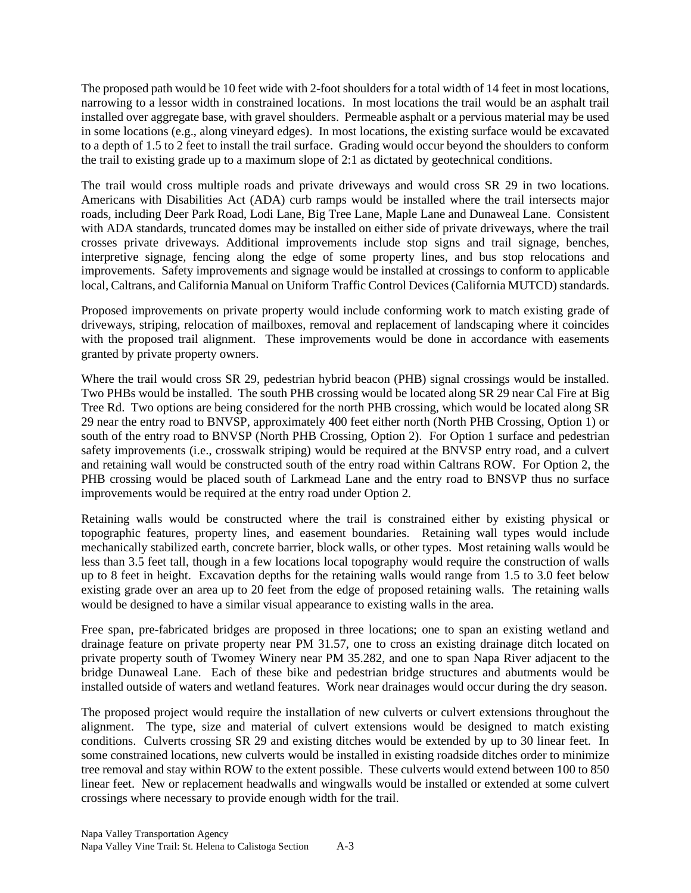The proposed path would be 10 feet wide with 2-foot shoulders for a total width of 14 feet in most locations, narrowing to a lessor width in constrained locations. In most locations the trail would be an asphalt trail installed over aggregate base, with gravel shoulders. Permeable asphalt or a pervious material may be used in some locations (e.g., along vineyard edges). In most locations, the existing surface would be excavated to a depth of 1.5 to 2 feet to install the trail surface. Grading would occur beyond the shoulders to conform the trail to existing grade up to a maximum slope of 2:1 as dictated by geotechnical conditions.

The trail would cross multiple roads and private driveways and would cross SR 29 in two locations. Americans with Disabilities Act (ADA) curb ramps would be installed where the trail intersects major roads, including Deer Park Road, Lodi Lane, Big Tree Lane, Maple Lane and Dunaweal Lane. Consistent with ADA standards, truncated domes may be installed on either side of private driveways, where the trail crosses private driveways. Additional improvements include stop signs and trail signage, benches, interpretive signage, fencing along the edge of some property lines, and bus stop relocations and improvements. Safety improvements and signage would be installed at crossings to conform to applicable local, Caltrans, and California Manual on Uniform Traffic Control Devices (California MUTCD) standards.

Proposed improvements on private property would include conforming work to match existing grade of driveways, striping, relocation of mailboxes, removal and replacement of landscaping where it coincides with the proposed trail alignment. These improvements would be done in accordance with easements granted by private property owners.

Where the trail would cross SR 29, pedestrian hybrid beacon (PHB) signal crossings would be installed. Two PHBs would be installed. The south PHB crossing would be located along SR 29 near Cal Fire at Big Tree Rd. Two options are being considered for the north PHB crossing, which would be located along SR 29 near the entry road to BNVSP, approximately 400 feet either north (North PHB Crossing, Option 1) or south of the entry road to BNVSP (North PHB Crossing, Option 2). For Option 1 surface and pedestrian safety improvements (i.e., crosswalk striping) would be required at the BNVSP entry road, and a culvert and retaining wall would be constructed south of the entry road within Caltrans ROW. For Option 2, the PHB crossing would be placed south of Larkmead Lane and the entry road to BNSVP thus no surface improvements would be required at the entry road under Option 2.

Retaining walls would be constructed where the trail is constrained either by existing physical or topographic features, property lines, and easement boundaries. Retaining wall types would include mechanically stabilized earth, concrete barrier, block walls, or other types. Most retaining walls would be less than 3.5 feet tall, though in a few locations local topography would require the construction of walls up to 8 feet in height. Excavation depths for the retaining walls would range from 1.5 to 3.0 feet below existing grade over an area up to 20 feet from the edge of proposed retaining walls. The retaining walls would be designed to have a similar visual appearance to existing walls in the area.

Free span, pre-fabricated bridges are proposed in three locations; one to span an existing wetland and drainage feature on private property near PM 31.57, one to cross an existing drainage ditch located on private property south of Twomey Winery near PM 35.282, and one to span Napa River adjacent to the bridge Dunaweal Lane. Each of these bike and pedestrian bridge structures and abutments would be installed outside of waters and wetland features. Work near drainages would occur during the dry season.

The proposed project would require the installation of new culverts or culvert extensions throughout the alignment. The type, size and material of culvert extensions would be designed to match existing conditions. Culverts crossing SR 29 and existing ditches would be extended by up to 30 linear feet. In some constrained locations, new culverts would be installed in existing roadside ditches order to minimize tree removal and stay within ROW to the extent possible. These culverts would extend between 100 to 850 linear feet. New or replacement headwalls and wingwalls would be installed or extended at some culvert crossings where necessary to provide enough width for the trail.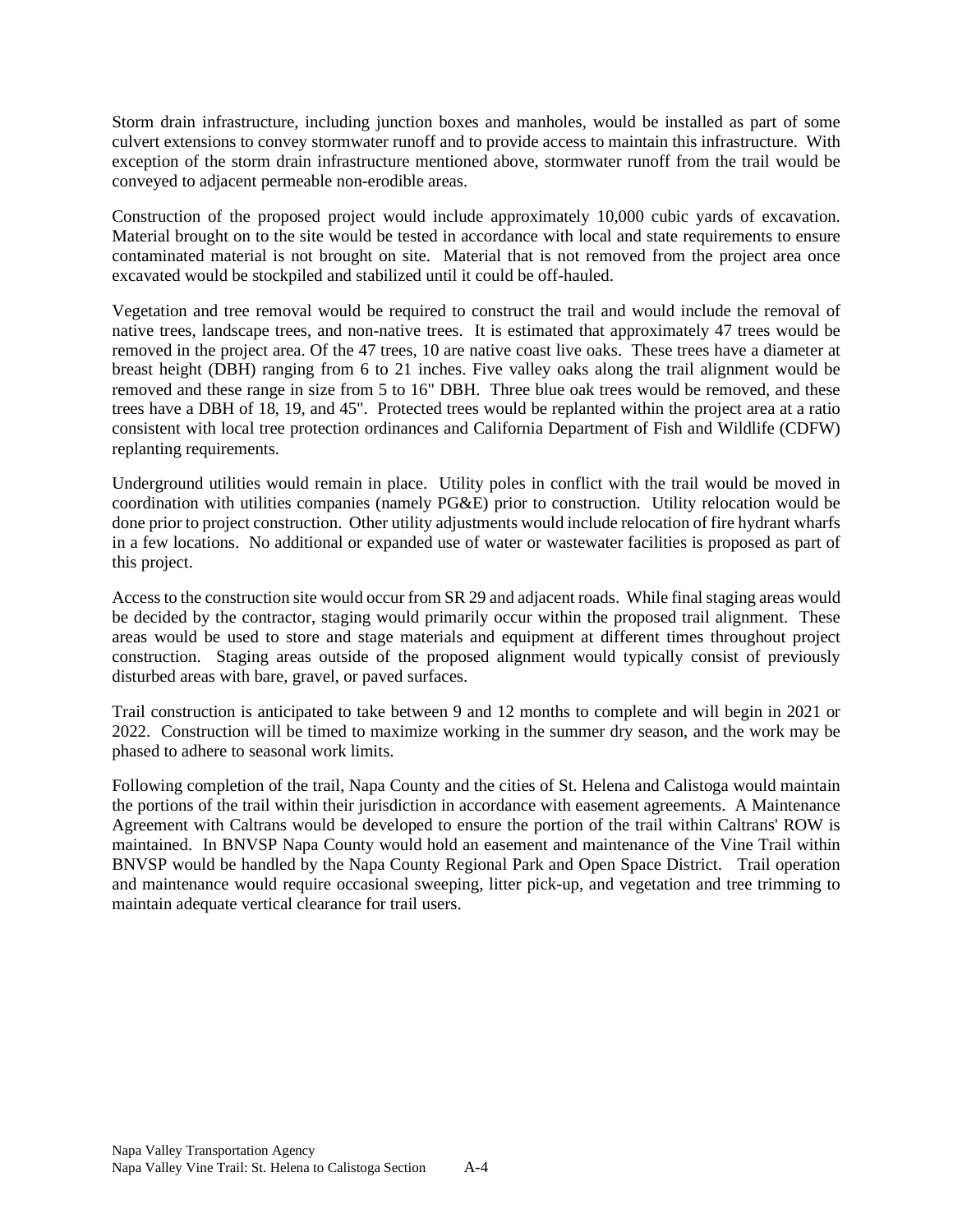Storm drain infrastructure, including junction boxes and manholes, would be installed as part of some culvert extensions to convey stormwater runoff and to provide access to maintain this infrastructure. With exception of the storm drain infrastructure mentioned above, stormwater runoff from the trail would be conveyed to adjacent permeable non-erodible areas.

Construction of the proposed project would include approximately 10,000 cubic yards of excavation. Material brought on to the site would be tested in accordance with local and state requirements to ensure contaminated material is not brought on site. Material that is not removed from the project area once excavated would be stockpiled and stabilized until it could be off-hauled.

Vegetation and tree removal would be required to construct the trail and would include the removal of native trees, landscape trees, and non-native trees. It is estimated that approximately 47 trees would be removed in the project area. Of the 47 trees, 10 are native coast live oaks. These trees have a diameter at breast height (DBH) ranging from 6 to 21 inches. Five valley oaks along the trail alignment would be removed and these range in size from 5 to 16" DBH. Three blue oak trees would be removed, and these trees have a DBH of 18, 19, and 45". Protected trees would be replanted within the project area at a ratio consistent with local tree protection ordinances and California Department of Fish and Wildlife (CDFW) replanting requirements.

Underground utilities would remain in place. Utility poles in conflict with the trail would be moved in coordination with utilities companies (namely PG&E) prior to construction. Utility relocation would be done prior to project construction. Other utility adjustments would include relocation of fire hydrant wharfs in a few locations. No additional or expanded use of water or wastewater facilities is proposed as part of this project.

Access to the construction site would occur from SR 29 and adjacent roads. While final staging areas would be decided by the contractor, staging would primarily occur within the proposed trail alignment. These areas would be used to store and stage materials and equipment at different times throughout project construction. Staging areas outside of the proposed alignment would typically consist of previously disturbed areas with bare, gravel, or paved surfaces.

Trail construction is anticipated to take between 9 and 12 months to complete and will begin in 2021 or 2022. Construction will be timed to maximize working in the summer dry season, and the work may be phased to adhere to seasonal work limits.

Following completion of the trail, Napa County and the cities of St. Helena and Calistoga would maintain the portions of the trail within their jurisdiction in accordance with easement agreements. A Maintenance Agreement with Caltrans would be developed to ensure the portion of the trail within Caltrans' ROW is maintained. In BNVSP Napa County would hold an easement and maintenance of the Vine Trail within BNVSP would be handled by the Napa County Regional Park and Open Space District. Trail operation and maintenance would require occasional sweeping, litter pick-up, and vegetation and tree trimming to maintain adequate vertical clearance for trail users.